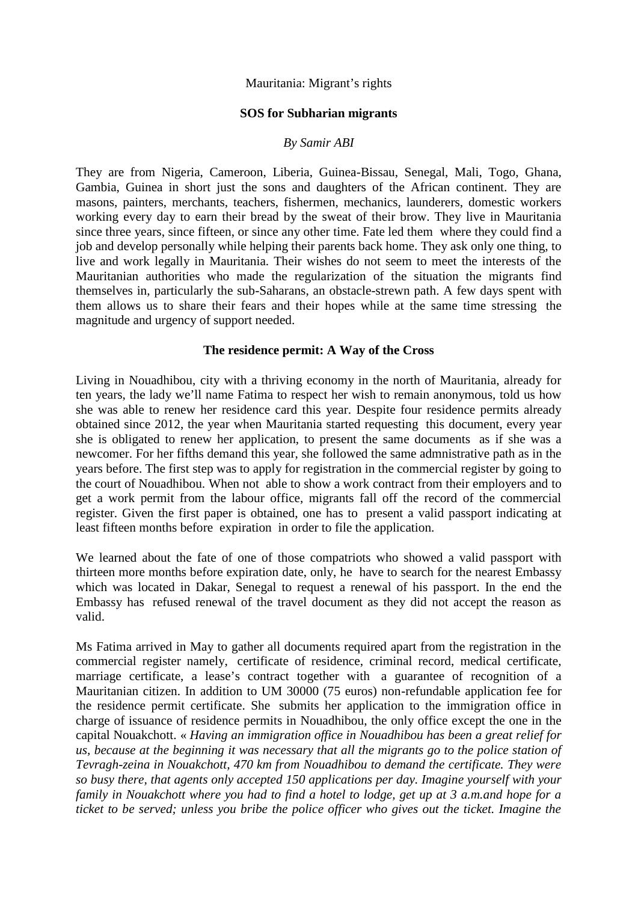Mauritania: Migrant's rights

# SOS for Subharian migrants

*By Samir ABI*

They are from Nigeria, Cameroon, Liberia, Guinea-Bissau, Senegal, Mali, Togo, Ghana, Gambia, Guinea in short just the sons and daughters of the African continent. They are masons, painters, merchants, teachers, fishermen, mechanics, launderers, domestic workers working every day to earn their bread by the sweat of their brow. They live in Mauritania since three years, since fifteen, or since any other time. Fate led them where they could find a job and develop personally while helping their parents back home. They ask only one thing, to live and work legally in Mauritania. Their wishes do not seem to meet the interests of the Mauritanian authorities who made the regularization of the situation the migrants find themselves in, particularly the sub-Saharans, an obstacle-strewn path. A few days spent with them allows us to share their fears and their hopes while at the same time stressing the magnitude and urgency of support needed.

## The residence permit: A Way of the Cross

Living in Nouadhibou, city with a thriving economy in the north of Mauritania, already for ten years, the lady we'll name Fatima to respect her wish to remain anonymous, told us how she was able to renew her residence card this year. Despite four residence permits already obtained since 2012, the year when Mauritania started requesting this document, every year she is obligated to renew her application, to present the same documents as if she was a newcomer. For her fifths demand this year, she followed the same admnistrative path as in the years before. The first step was to apply for registration in the commercial register by going to the court of Nouadhibou. When not able to show a work contract from their employers and to get a work permit from the labour office, migrants fall off the record of the commercial register. Given the first paper is obtained, one has to present a valid passport indicating at least fifteen months before expiration in order to file the application.

We learned about the fate of one of those compatriots who showed a valid passport with thirteen more months before expiration date, only, he have to search for the nearest Embassy which was located in Dakar, Senegal to request a renewal of his passport. In the end the Embassy has refused renewal of the travel document as they did not accept the reason as valid.

Ms Fatima arrived in May to gather all documents required apart from the registration in the commercial register namely, certificate of residence, criminal record, medical certificate, marriage certificate, a lease's contract together with a guarantee of recognition of a Mauritanian citizen. In addition to UM 30000 (75 euros) non-refundable application fee for the residence permit certificate. She submits her application to the immigration office in charge of issuance of residence permits in Nouadhibou, the only office except the one in the capital Nouakchott. « *Having an immigration office in Nouadhibou has been a great relief for us, because at the beginning it was necessary that all the migrants go to the police station of Tevragh-zeina in Nouakchott, 470 km from Nouadhibou to demand the certificate. They were so busy there, that agents only accepted 150 applications per day. Imagine yourself with your family in Nouakchott where you had to find a hotel to lodge, get up at 3 a.m.and hope for a ticket to be served; unless you bribe the police officer who gives out the ticket. Imagine the*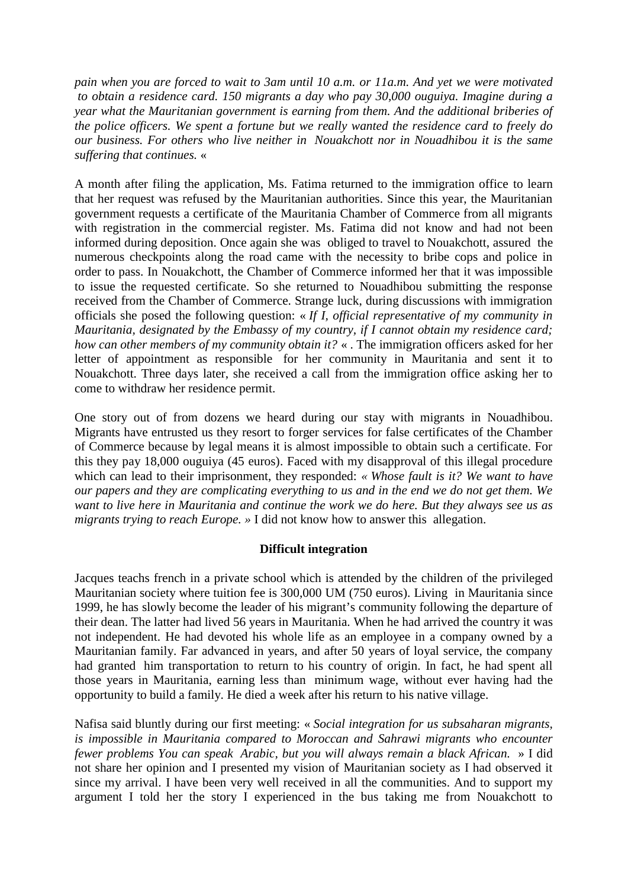*pain when you are forced to wait to 3am until 10 a.m. or 11a.m. And yet we were motivated to obtain a residence card. 150 migrants a day who pay 30,000 ouguiya. Imagine during a year what the Mauritanian government is earning from them. And the additional briberies of the police officers. We spent a fortune but we really wanted the residence card to freely do our business. For others who live neither in Nouakchott nor in Nouadhibou it is the same suffering that continues.* «

A month after filing the application, Ms. Fatima returned to the immigration office to learn that her request was refused by the Mauritanian authorities. Since this year, the Mauritanian government requests a certificate of the Mauritania Chamber of Commerce from all migrants with registration in the commercial register. Ms. Fatima did not know and had not been informed during deposition. Once again she was obliged to travel to Nouakchott, assured the numerous checkpoints along the road came with the necessity to bribe cops and police in order to pass. In Nouakchott, the Chamber of Commerce informed her that it was impossible to issue the requested certificate. So she returned to Nouadhibou submitting the response received from the Chamber of Commerce. Strange luck, during discussions with immigration officials she posed the following question: « *If I, official representative of my community in Mauritania, designated by the Embassy of my country, if I cannot obtain my residence card; how can other members of my community obtain it?* « . The immigration officers asked for her letter of appointment as responsible for her community in Mauritania and sent it to Nouakchott. Three days later, she received a call from the immigration office asking her to come to withdraw her residence permit.

One story out of from dozens we heard during our stay with migrants in Nouadhibou. Migrants have entrusted us they resort to forger services for false certificates of the Chamber of Commerce because by legal means it is almost impossible to obtain such a certificate. For this they pay 18,000 ouguiya (45 euros). Faced with my disapproval of this illegal procedure which can lead to their imprisonment, they responded: *« Whose fault is it? We want to have our papers and they are complicating everything to us and in the end we do not get them. We want to live here in Mauritania and continue the work we do here. But they always see us as migrants trying to reach Europe. »* I did not know how to answer this allegation.

**Difficult integration**

Jacques teachs french in a private school which is attended by the children of the privileged Mauritanian society where tuition fee is 300,000 UM (750 euros). Living in Mauritania since 1999, he has slowly become the leader of his migrant's community following the departure of their dean. The latter had lived 56 years in Mauritania. When he had arrived the country it was not independent. He had devoted his whole life as an employee in a company owned by a Mauritanian family. Far advanced in years, and after 50 years of loyal service, the company had granted him transportation to return to his country of origin. In fact, he had spent all those years in Mauritania, earning less than minimum wage, without ever having had the opportunity to build a family. He died a week after his return to his native village.

Nafisa said bluntly during our first meeting: « *Social integration for us subsaharan migrants, is impossible in Mauritania compared to Moroccan and Sahrawi migrants who encounter fewer problems You can speak Arabic, but you will always remain a black African.* » I did not share her opinion and I presented my vision of Mauritanian society as I had observed it since my arrival. I have been very well received in all the communities. And to support my argument I told her the story I experienced in the bus taking me from Nouakchott to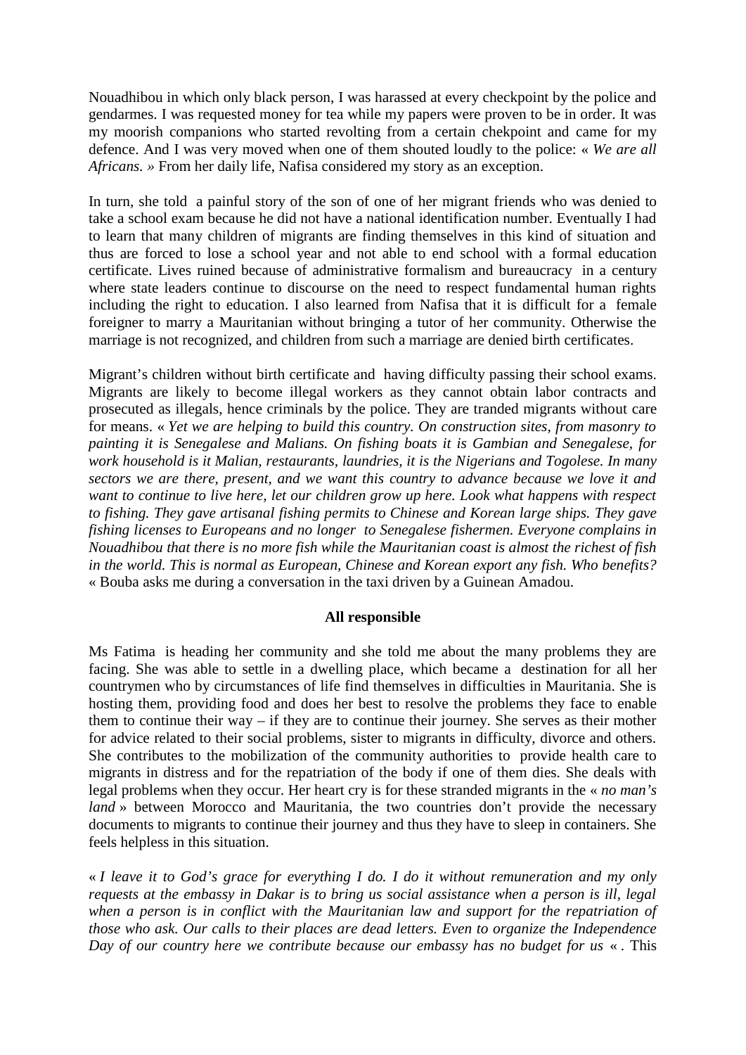Nouadhibou in which only black person, I was harassed at every checkpoint by the police and gendarmes. I was requested money for tea while my papers were proven to be in order. It was my moorish companions who started revolting from a certain chekpoint and came for my defence. And I was very moved when one of them shouted loudly to the police: « *We are all Africans.* » From her daily life, Nafisa considered my story as an exception.

In turn, she told a painful story of the son of one of her migrant friends who was denied to take a school exam because he did not have a national identification number. Eventually I had to learn that many children of migrants are finding themselves in this kind of situation and thus are forced to lose a school year and not able to end school with a formal education certificate. Lives ruined because of administrative formalism and bureaucracy in a century where state leaders continue to discourse on the need to respect fundamental human rights including the right to education. I also learned from Nafisa that it is difficult for a female foreigner to marry a Mauritanian without bringing a tutor of her community. Otherwise the marriage is not recognized, and children from such a marriage are denied birth certificates.

Migrant's children without birth certificate and having difficulty passing their school exams. Migrants are likely to become illegal workers as they cannot obtain labor contracts and prosecuted as illegals, hence criminals by the police. They are tranded migrants without care for means. « *Yet we are helping to build this country. On construction sites, from masonry to painting it is Senegalese and Malians. On fishing boats it is Gambian and Senegalese, for work household is it Malian, restaurants, laundries, it is the Nigerians and Togolese. In many sectors we are there, present, and we want this country to advance because we love it and want to continue to live here, let our children grow up here. Look what happens with respect to fishing. They gave artisanal fishing permits to Chinese and Korean large ships. They gave fishing licenses to Europeans and no longer to Senegalese fishermen. Everyone complains in Nouadhibou that there is no more fish while the Mauritanian coast is almost the richest of fish in the world. This is normal as European, Chinese and Korean export any fish. Who benefits?* « Bouba asks me during a conversation in the taxi driven by a Guinean Amadou.

**All responsible**

Ms Fatima is heading her community and she told me about the many problems they are facing. She was able to settle in a dwelling place, which became a destination for all her countrymen who by circumstances of life find themselves in difficulties in Mauritania. She is hosting them, providing food and does her best to resolve the problems they face to enable them to continue their way – if they are to continue their journey. She serves as their mother for advice related to their social problems, sister to migrants in difficulty, divorce and others. She contributes to the mobilization of the community authorities to provide health care to migrants in distress and for the repatriation of the body if one of them dies. She deals with legal problems when they occur. Her heart cry is for these stranded migrants in the « *no man's land* » between Morocco and Mauritania, the two countries don't provide the necessary documents to migrants to continue their journey and thus they have to sleep in containers. She feels helpless in this situation.

« *I leave it to God's grace for everything I do. I do it without remuneration and my only requests at the embassy in Dakar is to bring us social assistance when a person is ill, legal when a person is in conflict with the Mauritanian law and support for the repatriation of those who ask. Our calls to their places are dead letters. Even to organize the Independence Day of our country here we contribute because our embassy has no budget for us* « . This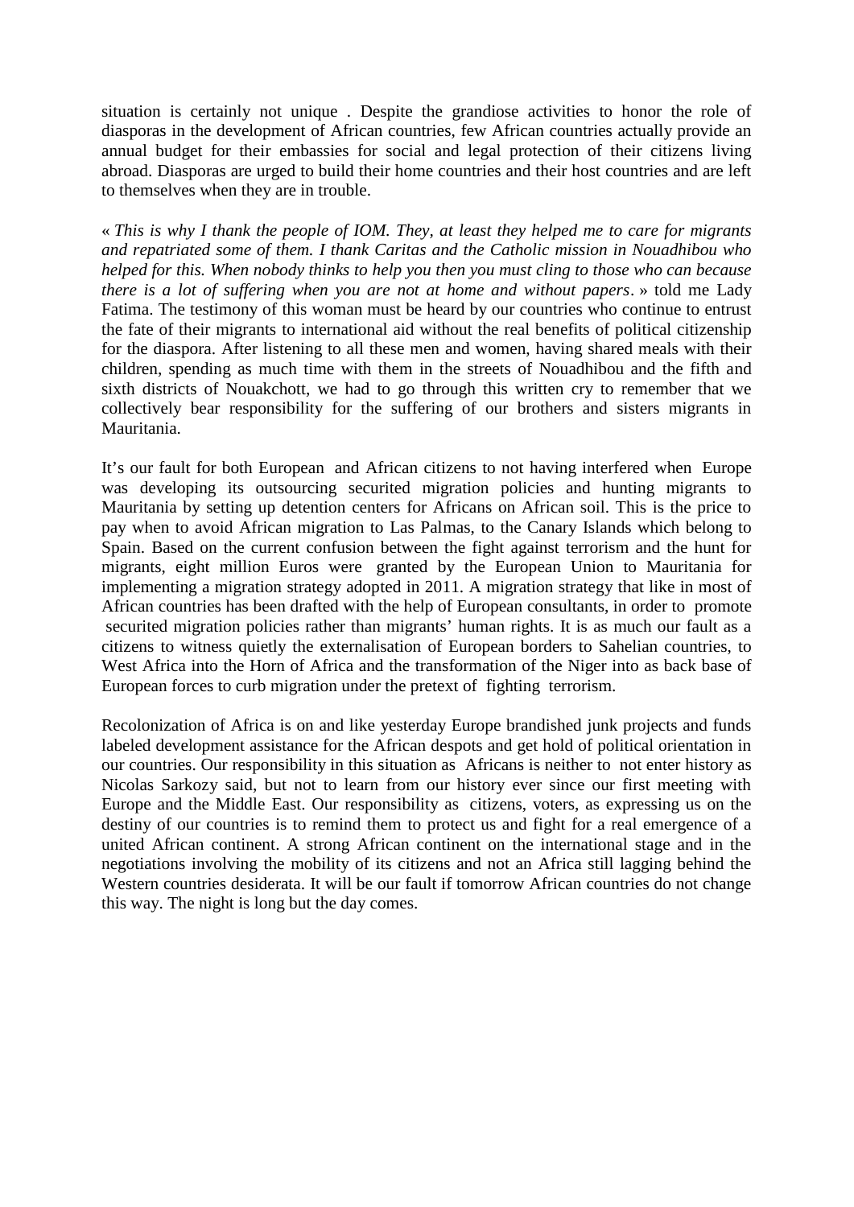situation is certainly not unique . Despite the grandiose activities to honor the role of diasporas in the development of African countries, few African countries actually provide an annual budget for their embassies for social and legal protection of their citizens living abroad. Diasporas are urged to build their home countries and their host countries and are left to themselves when they are in trouble.

« *This is why I thank the people of IOM. They, at least they helped me to care for migrants and repatriated some of them. I thank Caritas and the Catholic mission in Nouadhibou who helped for this. When nobody thinks to help you then you must cling to those who can because there is a lot of suffering when you are not at home and without papers*. » told me Lady Fatima. The testimony of this woman must be heard by our countries who continue to entrust the fate of their migrants to international aid without the real benefits of political citizenship for the diaspora. After listening to all these men and women, having shared meals with their children, spending as much time with them in the streets of Nouadhibou and the fifth and sixth districts of Nouakchott, we had to go through this written cry to remember that we collectively bear responsibility for the suffering of our brothers and sisters migrants in Mauritania.

It's our fault for both European and African citizens to not having interfered when Europe was developing its outsourcing securited migration policies and hunting migrants to Mauritania by setting up detention centers for Africans on African soil. This is the price to pay when to avoid African migration to Las Palmas, to the Canary Islands which belong to Spain. Based on the current confusion between the fight against terrorism and the hunt for migrants, eight million Euros were granted by the European Union to Mauritania for implementing a migration strategy adopted in 2011. A migration strategy that like in most of African countries has been drafted with the help of European consultants, in order to promote securited migration policies rather than migrants' human rights. It is as much our fault as a citizens to witness quietly the externalisation of European borders to Sahelian countries, to West Africa into the Horn of Africa and the transformation of the Niger into as back base of European forces to curb migration under the pretext of fighting terrorism.

Recolonization of Africa is on and like yesterday Europe brandished junk projects and funds labeled development assistance for the African despots and get hold of political orientation in our countries. Our responsibility in this situation as Africans is neither to not enter history as Nicolas Sarkozy said, but not to learn from our history ever since our first meeting with Europe and the Middle East. Our responsibility as citizens, voters, as expressing us on the destiny of our countries is to remind them to protect us and fight for a real emergence of a united African continent. A strong African continent on the international stage and in the negotiations involving the mobility of its citizens and not an Africa still lagging behind the Western countries desiderata. It will be our fault if tomorrow African countries do not change this way. The night is long but the day comes.